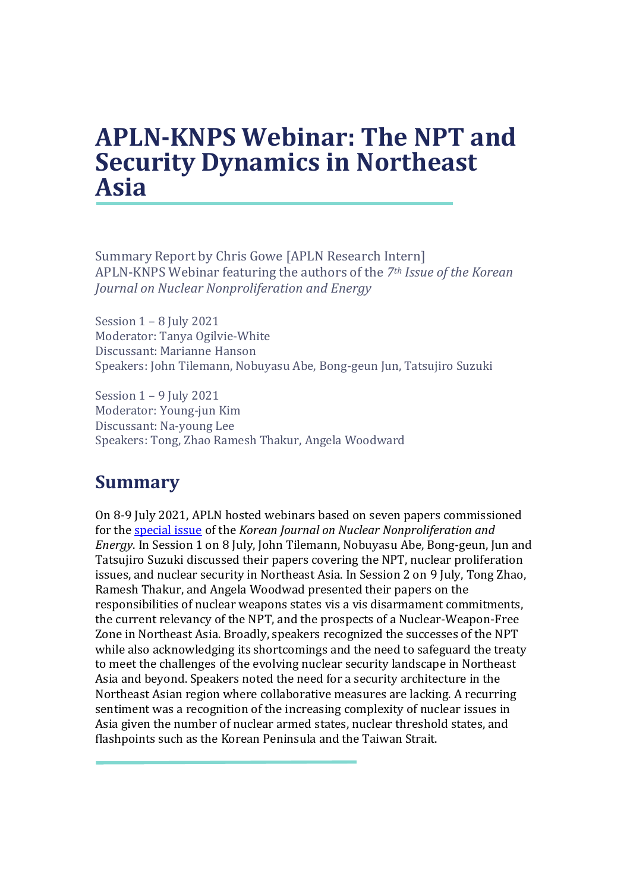# APLN-KNPS Webinar: The NPT and Security Dynamics in Northeast Asia

Summary Report by Chris Gowe [APLN Research Intern]
APLN-KNPS Webinar featuring the authors of the *7th Issue of the Korean Journal on Nuclear Nonproliferation and Energy*

Session 1 – 8 July 2021
Moderator: Tanya Ogilvie-White
Discussant: Marianne Hanson
Speakers: John Tilemann, Nobuyasu Abe, Bong-geun Jun, Tatsujiro Suzuki

Session 1 – 9 July 2021
Moderator: Young-jun Kim
Discussant: Na-young Lee
Speakers: Tong, Zhao Ramesh Thakur, Angela Woodward

## Summary

On 8-9 July 2021, APLN hosted webinars based on seven papers commissioned for the special issue of the *Korean Journal on Nuclear Nonproliferation and Energy*. In Session 1 on 8 July, John Tilemann, Nobuyasu Abe, Bong-geun, Jun and Tatsujiro Suzuki discussed their papers covering the NPT, nuclear proliferation issues, and nuclear security in Northeast Asia. In Session 2 on 9 July, Tong Zhao, Ramesh Thakur, and Angela Woodwad presented their papers on the responsibilities of nuclear weapons states vis a vis disarmament commitments, the current relevancy of the NPT, and the prospects of a Nuclear-Weapon-Free Zone in Northeast Asia. Broadly, speakers recognized the successes of the NPT while also acknowledging its shortcomings and the need to safeguard the treaty to meet the challenges of the evolving nuclear security landscape in Northeast Asia and beyond. Speakers noted the need for a security architecture in the Northeast Asian region where collaborative measures are lacking. A recurring sentiment was a recognition of the increasing complexity of nuclear issues in Asia given the number of nuclear armed states, nuclear threshold states, and flashpoints such as the Korean Peninsula and the Taiwan Strait.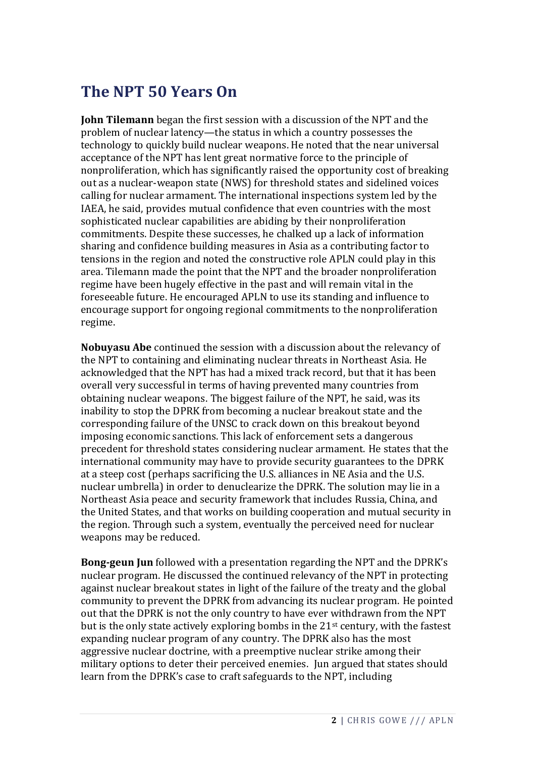## The NPT 50 Years On

**John Tilemann** began the first session with a discussion of the NPT and the problem of nuclear latency—the status in which a country possesses the technology to quickly build nuclear weapons. He noted that the near universal acceptance of the NPT has lent great normative force to the principle of nonproliferation, which has significantly raised the opportunity cost of breaking out as a nuclear-weapon state (NWS) for threshold states and sidelined voices calling for nuclear armament. The international inspections system led by the IAEA, he said, provides mutual confidence that even countries with the most sophisticated nuclear capabilities are abiding by their nonproliferation commitments. Despite these successes, he chalked up a lack of information sharing and confidence building measures in Asia as a contributing factor to tensions in the region and noted the constructive role APLN could play in this area. Tilemann made the point that the NPT and the broader nonproliferation regime have been hugely effective in the past and will remain vital in the foreseeable future. He encouraged APLN to use its standing and influence to encourage support for ongoing regional commitments to the nonproliferation regime.

**Nobuyasu Abe** continued the session with a discussion about the relevancy of the NPT to containing and eliminating nuclear threats in Northeast Asia. He acknowledged that the NPT has had a mixed track record, but that it has been overall very successful in terms of having prevented many countries from obtaining nuclear weapons. The biggest failure of the NPT, he said, was its inability to stop the DPRK from becoming a nuclear breakout state and the corresponding failure of the UNSC to crack down on this breakout beyond imposing economic sanctions. This lack of enforcement sets a dangerous precedent for threshold states considering nuclear armament. He states that the international community may have to provide security guarantees to the DPRK at a steep cost (perhaps sacrificing the U.S. alliances in NE Asia and the U.S. nuclear umbrella) in order to denuclearize the DPRK. The solution may lie in a Northeast Asia peace and security framework that includes Russia, China, and the United States, and that works on building cooperation and mutual security in the region. Through such a system, eventually the perceived need for nuclear weapons may be reduced.

**Bong-geun Jun** followed with a presentation regarding the NPT and the DPRK's nuclear program. He discussed the continued relevancy of the NPT in protecting against nuclear breakout states in light of the failure of the treaty and the global community to prevent the DPRK from advancing its nuclear program. He pointed out that the DPRK is not the only country to have ever withdrawn from the NPT but is the only state actively exploring bombs in the 21st century, with the fastest expanding nuclear program of any country. The DPRK also has the most aggressive nuclear doctrine, with a preemptive nuclear strike among their military options to deter their perceived enemies. Jun argued that states should learn from the DPRK's case to craft safeguards to the NPT, including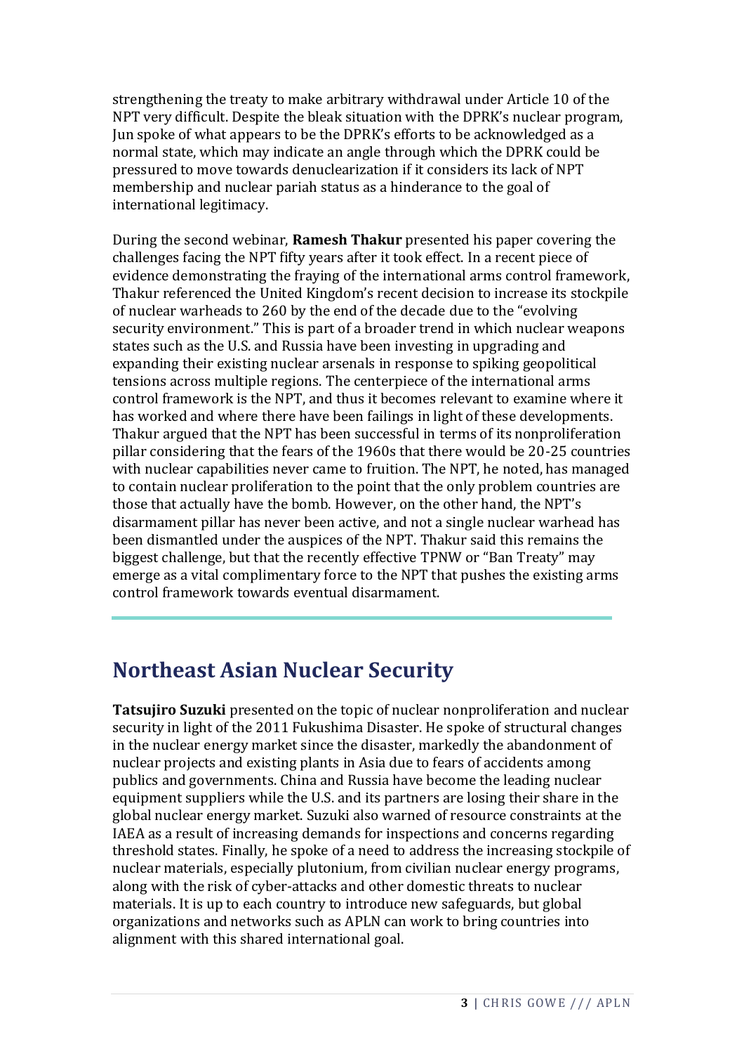strengthening the treaty to make arbitrary withdrawal under Article 10 of the NPT very difficult. Despite the bleak situation with the DPRK's nuclear program, Jun spoke of what appears to be the DPRK's efforts to be acknowledged as a normal state, which may indicate an angle through which the DPRK could be pressured to move towards denuclearization if it considers its lack of NPT membership and nuclear pariah status as a hinderance to the goal of international legitimacy.

During the second webinar, **Ramesh Thakur** presented his paper covering the challenges facing the NPT fifty years after it took effect. In a recent piece of evidence demonstrating the fraying of the international arms control framework, Thakur referenced the United Kingdom's recent decision to increase its stockpile of nuclear warheads to 260 by the end of the decade due to the "evolving security environment." This is part of a broader trend in which nuclear weapons states such as the U.S. and Russia have been investing in upgrading and expanding their existing nuclear arsenals in response to spiking geopolitical tensions across multiple regions. The centerpiece of the international arms control framework is the NPT, and thus it becomes relevant to examine where it has worked and where there have been failings in light of these developments. Thakur argued that the NPT has been successful in terms of its nonproliferation pillar considering that the fears of the 1960s that there would be 20-25 countries with nuclear capabilities never came to fruition. The NPT, he noted, has managed to contain nuclear proliferation to the point that the only problem countries are those that actually have the bomb. However, on the other hand, the NPT's disarmament pillar has never been active, and not a single nuclear warhead has been dismantled under the auspices of the NPT. Thakur said this remains the biggest challenge, but that the recently effective TPNW or "Ban Treaty" may emerge as a vital complimentary force to the NPT that pushes the existing arms control framework towards eventual disarmament.

## Northeast Asian Nuclear Security

**Tatsujiro Suzuki** presented on the topic of nuclear nonproliferation and nuclear security in light of the 2011 Fukushima Disaster. He spoke of structural changes in the nuclear energy market since the disaster, markedly the abandonment of nuclear projects and existing plants in Asia due to fears of accidents among publics and governments. China and Russia have become the leading nuclear equipment suppliers while the U.S. and its partners are losing their share in the global nuclear energy market. Suzuki also warned of resource constraints at the IAEA as a result of increasing demands for inspections and concerns regarding threshold states. Finally, he spoke of a need to address the increasing stockpile of nuclear materials, especially plutonium, from civilian nuclear energy programs, along with the risk of cyber-attacks and other domestic threats to nuclear materials. It is up to each country to introduce new safeguards, but global organizations and networks such as APLN can work to bring countries into alignment with this shared international goal.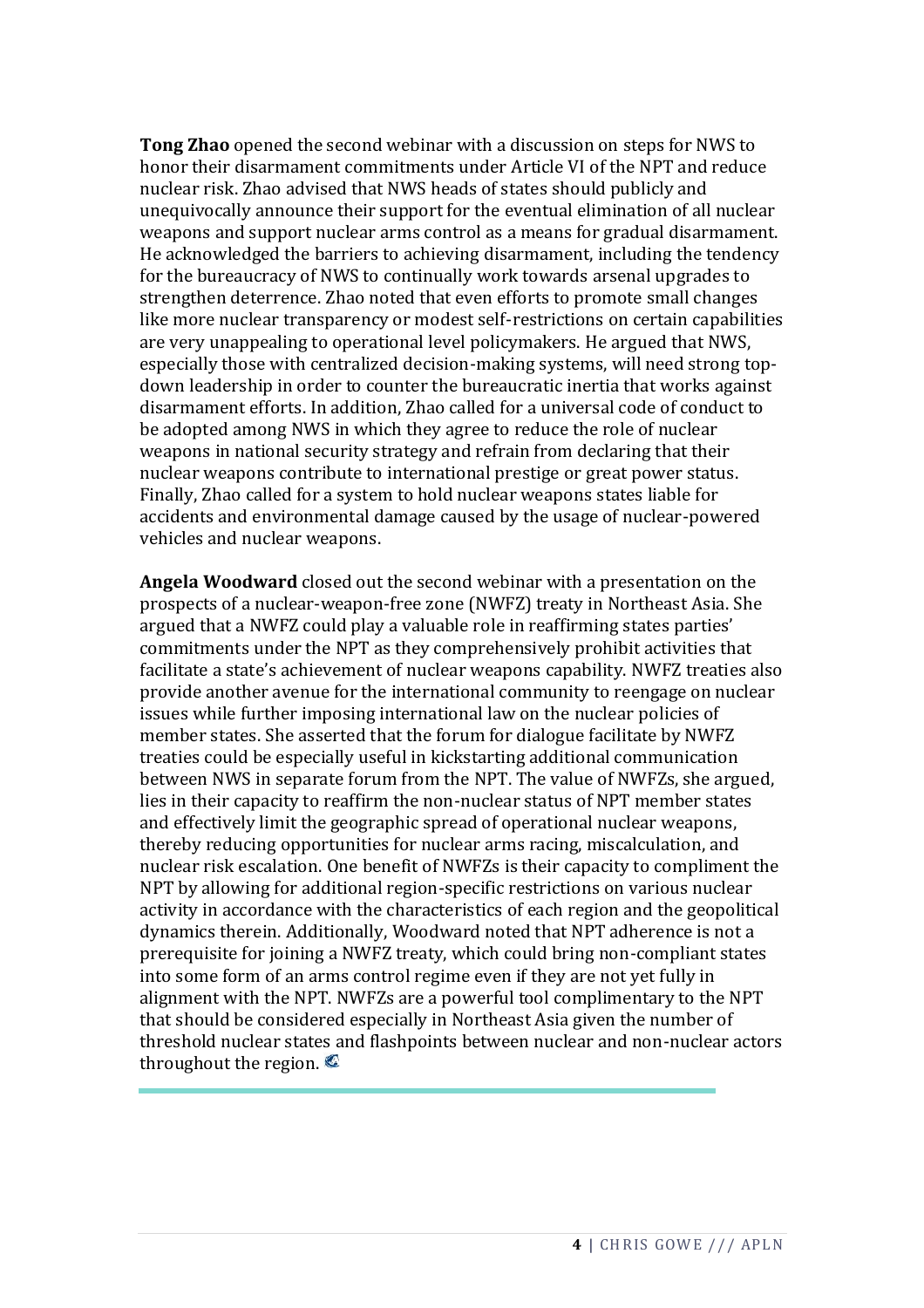**Tong Zhao** opened the second webinar with a discussion on steps for NWS to honor their disarmament commitments under Article VI of the NPT and reduce nuclear risk. Zhao advised that NWS heads of states should publicly and unequivocally announce their support for the eventual elimination of all nuclear weapons and support nuclear arms control as a means for gradual disarmament. He acknowledged the barriers to achieving disarmament, including the tendency for the bureaucracy of NWS to continually work towards arsenal upgrades to strengthen deterrence. Zhao noted that even efforts to promote small changes like more nuclear transparency or modest self-restrictions on certain capabilities are very unappealing to operational level policymakers. He argued that NWS, especially those with centralized decision-making systems, will need strong top-down leadership in order to counter the bureaucratic inertia that works against disarmament efforts. In addition, Zhao called for a universal code of conduct to be adopted among NWS in which they agree to reduce the role of nuclear weapons in national security strategy and refrain from declaring that their nuclear weapons contribute to international prestige or great power status. Finally, Zhao called for a system to hold nuclear weapons states liable for accidents and environmental damage caused by the usage of nuclear-powered vehicles and nuclear weapons.

**Angela Woodward** closed out the second webinar with a presentation on the prospects of a nuclear-weapon-free zone (NWFZ) treaty in Northeast Asia. She argued that a NWFZ could play a valuable role in reaffirming states parties' commitments under the NPT as they comprehensively prohibit activities that facilitate a state's achievement of nuclear weapons capability. NWFZ treaties also provide another avenue for the international community to reengage on nuclear issues while further imposing international law on the nuclear policies of member states. She asserted that the forum for dialogue facilitate by NWFZ treaties could be especially useful in kickstarting additional communication between NWS in separate forum from the NPT. The value of NWFZs, she argued, lies in their capacity to reaffirm the non-nuclear status of NPT member states and effectively limit the geographic spread of operational nuclear weapons, thereby reducing opportunities for nuclear arms racing, miscalculation, and nuclear risk escalation. One benefit of NWFZs is their capacity to compliment the NPT by allowing for additional region-specific restrictions on various nuclear activity in accordance with the characteristics of each region and the geopolitical dynamics therein. Additionally, Woodward noted that NPT adherence is not a prerequisite for joining a NWFZ treaty, which could bring non-compliant states into some form of an arms control regime even if they are not yet fully in alignment with the NPT. NWFZs are a powerful tool complimentary to the NPT that should be considered especially in Northeast Asia given the number of threshold nuclear states and flashpoints between nuclear and non-nuclear actors throughout the region.